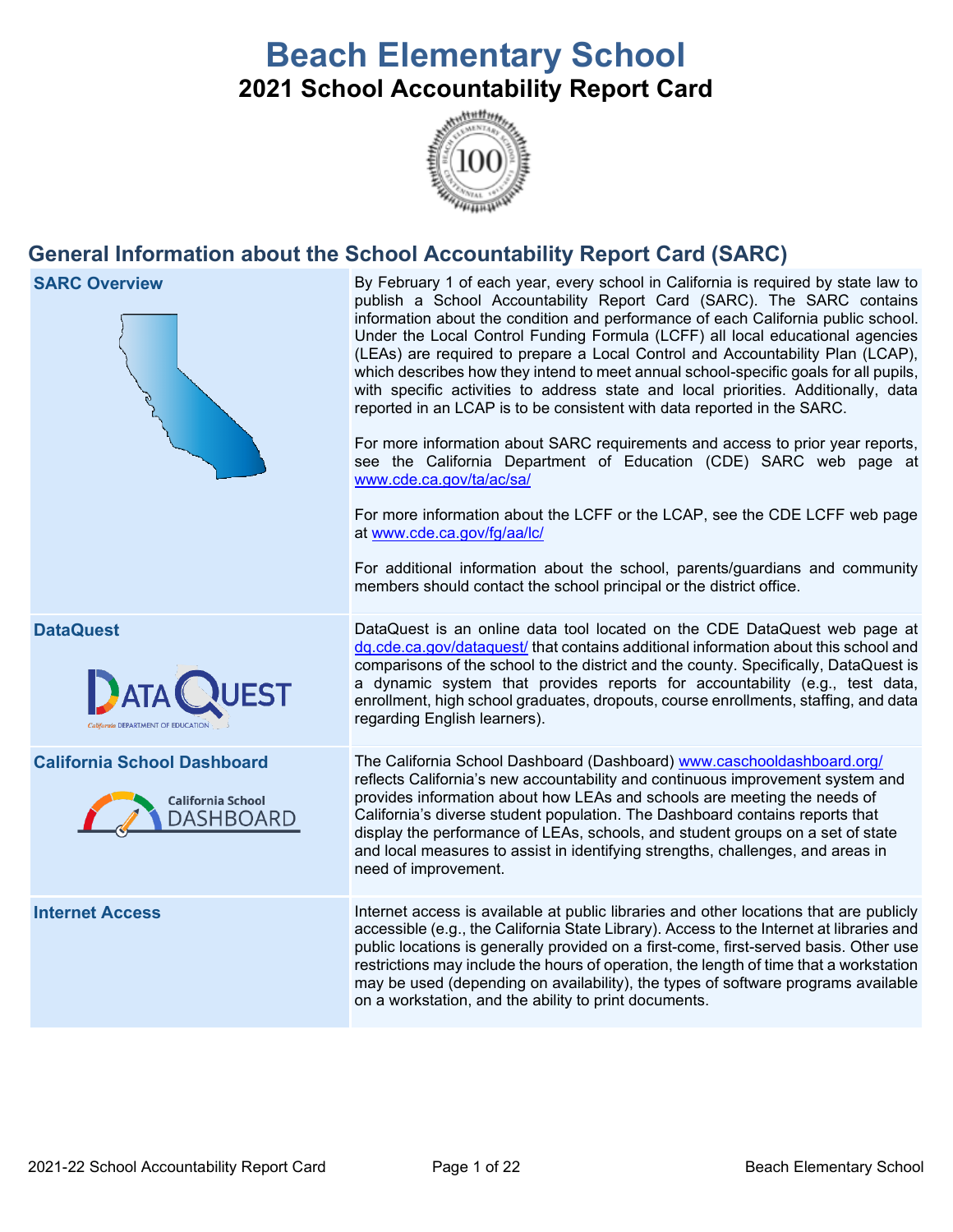# Beach Elementary School

## 2021 School Accountability Report Card

## General Information about the School Accountability Report Card (SARC)

| | |
|---|---|
| **SARC Overview** | By February 1 of each year, every school in California is required by state law to publish a School Accountability Report Card (SARC). The SARC contains information about the condition and performance of each California public school. Under the Local Control Funding Formula (LCFF) all local educational agencies (LEAs) are required to prepare a Local Control and Accountability Plan (LCAP), which describes how they intend to meet annual school-specific goals for all pupils, with specific activities to address state and local priorities. Additionally, data reported in an LCAP is to be consistent with data reported in the SARC.<br><br>For more information about SARC requirements and access to prior year reports, see the California Department of Education (CDE) SARC web page at www.cde.ca.gov/ta/ac/sa/<br><br>For more information about the LCFF or the LCAP, see the CDE LCFF web page at www.cde.ca.gov/fg/aa/lc/<br><br>For additional information about the school, parents/guardians and community members should contact the school principal or the district office. |
| **DataQuest** | DataQuest is an online data tool located on the CDE DataQuest web page at dq.cde.ca.gov/dataquest/ that contains additional information about this school and comparisons of the school to the district and the county. Specifically, DataQuest is a dynamic system that provides reports for accountability (e.g., test data, enrollment, high school graduates, dropouts, course enrollments, staffing, and data regarding English learners). |
| **California School Dashboard** | The California School Dashboard (Dashboard) www.caschooldashboard.org/ reflects California's new accountability and continuous improvement system and provides information about how LEAs and schools are meeting the needs of California's diverse student population. The Dashboard contains reports that display the performance of LEAs, schools, and student groups on a set of state and local measures to assist in identifying strengths, challenges, and areas in need of improvement. |
| **Internet Access** | Internet access is available at public libraries and other locations that are publicly accessible (e.g., the California State Library). Access to the Internet at libraries and public locations is generally provided on a first-come, first-served basis. Other use restrictions may include the hours of operation, the length of time that a workstation may be used (depending on availability), the types of software programs available on a workstation, and the ability to print documents. |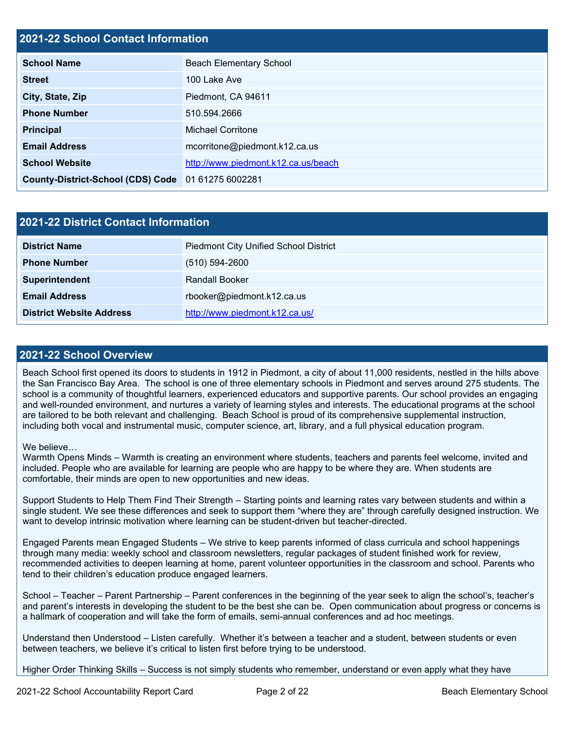## 2021-22 School Contact Information

| | |
|---|---|
| **School Name** | Beach Elementary School |
| **Street** | 100 Lake Ave |
| **City, State, Zip** | Piedmont, CA 94611 |
| **Phone Number** | 510.594.2666 |
| **Principal** | Michael Corritone |
| **Email Address** | mcorritone@piedmont.k12.ca.us |
| **School Website** | http://www.piedmont.k12.ca.us/beach |
| **County-District-School (CDS) Code** | 01 61275 6002281 |

## 2021-22 District Contact Information

| | |
|---|---|
| **District Name** | Piedmont City Unified School District |
| **Phone Number** | (510) 594-2600 |
| **Superintendent** | Randall Booker |
| **Email Address** | rbooker@piedmont.k12.ca.us |
| **District Website Address** | http://www.piedmont.k12.ca.us/ |

## 2021-22 School Overview

Beach School first opened its doors to students in 1912 in Piedmont, a city of about 11,000 residents, nestled in the hills above the San Francisco Bay Area. The school is one of three elementary schools in Piedmont and serves around 275 students. The school is a community of thoughtful learners, experienced educators and supportive parents. Our school provides an engaging and well-rounded environment, and nurtures a variety of learning styles and interests. The educational programs at the school are tailored to be both relevant and challenging. Beach School is proud of its comprehensive supplemental instruction, including both vocal and instrumental music, computer science, art, library, and a full physical education program.

We believe…

Warmth Opens Minds – Warmth is creating an environment where students, teachers and parents feel welcome, invited and included. People who are available for learning are people who are happy to be where they are. When students are comfortable, their minds are open to new opportunities and new ideas.

Support Students to Help Them Find Their Strength – Starting points and learning rates vary between students and within a single student. We see these differences and seek to support them "where they are" through carefully designed instruction. We want to develop intrinsic motivation where learning can be student-driven but teacher-directed.

Engaged Parents mean Engaged Students – We strive to keep parents informed of class curricula and school happenings through many media: weekly school and classroom newsletters, regular packages of student finished work for review, recommended activities to deepen learning at home, parent volunteer opportunities in the classroom and school. Parents who tend to their children's education produce engaged learners.

School – Teacher – Parent Partnership – Parent conferences in the beginning of the year seek to align the school's, teacher's and parent's interests in developing the student to be the best she can be. Open communication about progress or concerns is a hallmark of cooperation and will take the form of emails, semi-annual conferences and ad hoc meetings.

Understand then Understood – Listen carefully. Whether it's between a teacher and a student, between students or even between teachers, we believe it's critical to listen first before trying to be understood.

Higher Order Thinking Skills – Success is not simply students who remember, understand or even apply what they have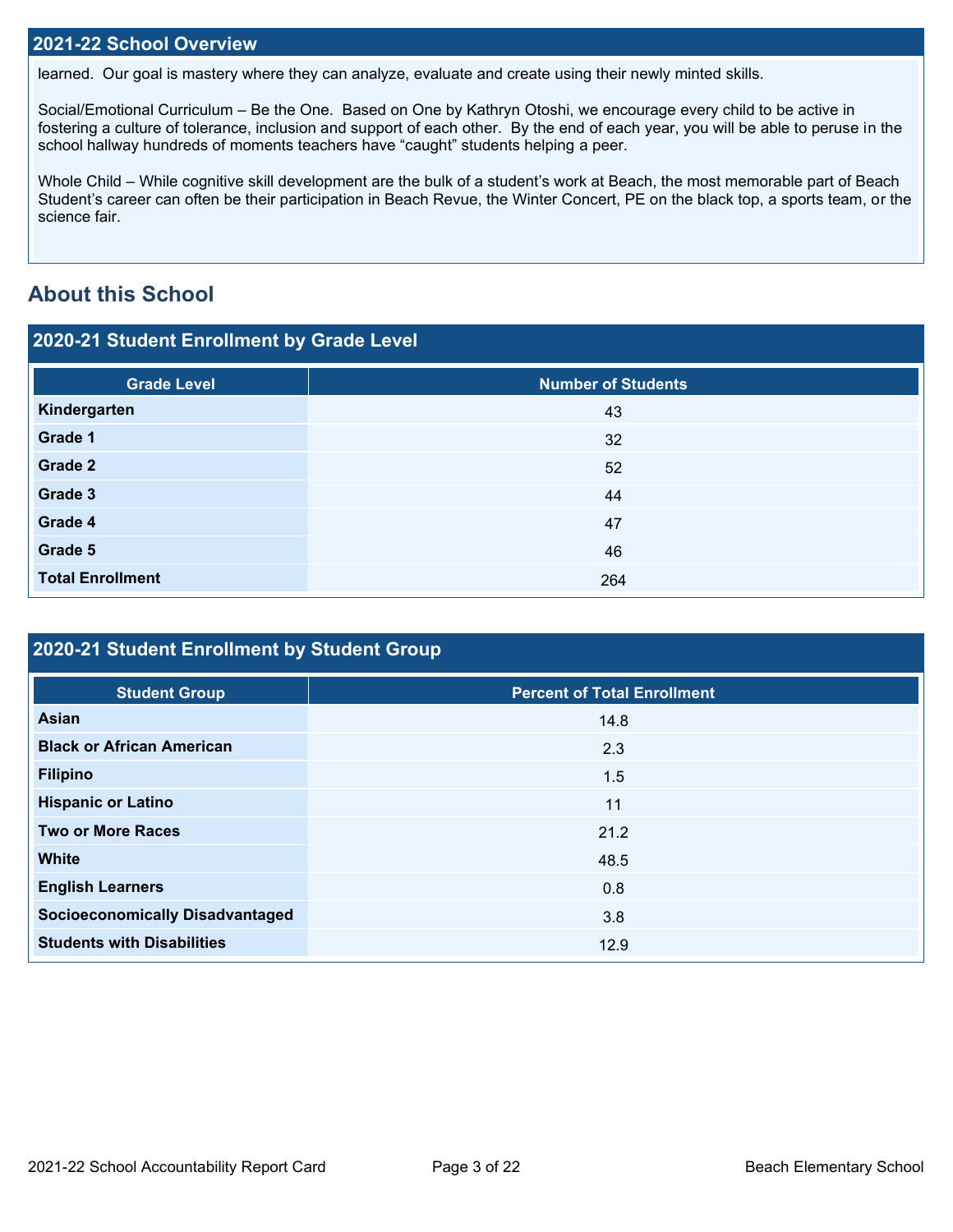## 2021-22 School Overview

learned. Our goal is mastery where they can analyze, evaluate and create using their newly minted skills.

Social/Emotional Curriculum – Be the One. Based on One by Kathryn Otoshi, we encourage every child to be active in fostering a culture of tolerance, inclusion and support of each other. By the end of each year, you will be able to peruse in the school hallway hundreds of moments teachers have "caught" students helping a peer.

Whole Child – While cognitive skill development are the bulk of a student's work at Beach, the most memorable part of Beach Student's career can often be their participation in Beach Revue, the Winter Concert, PE on the black top, a sports team, or the science fair.

## About this School

### 2020-21 Student Enrollment by Grade Level

| Grade Level | Number of Students |
| --- | --- |
| Kindergarten | 43 |
| Grade 1 | 32 |
| Grade 2 | 52 |
| Grade 3 | 44 |
| Grade 4 | 47 |
| Grade 5 | 46 |
| Total Enrollment | 264 |

### 2020-21 Student Enrollment by Student Group

| Student Group | Percent of Total Enrollment |
| --- | --- |
| Asian | 14.8 |
| Black or African American | 2.3 |
| Filipino | 1.5 |
| Hispanic or Latino | 11 |
| Two or More Races | 21.2 |
| White | 48.5 |
| English Learners | 0.8 |
| Socioeconomically Disadvantaged | 3.8 |
| Students with Disabilities | 12.9 |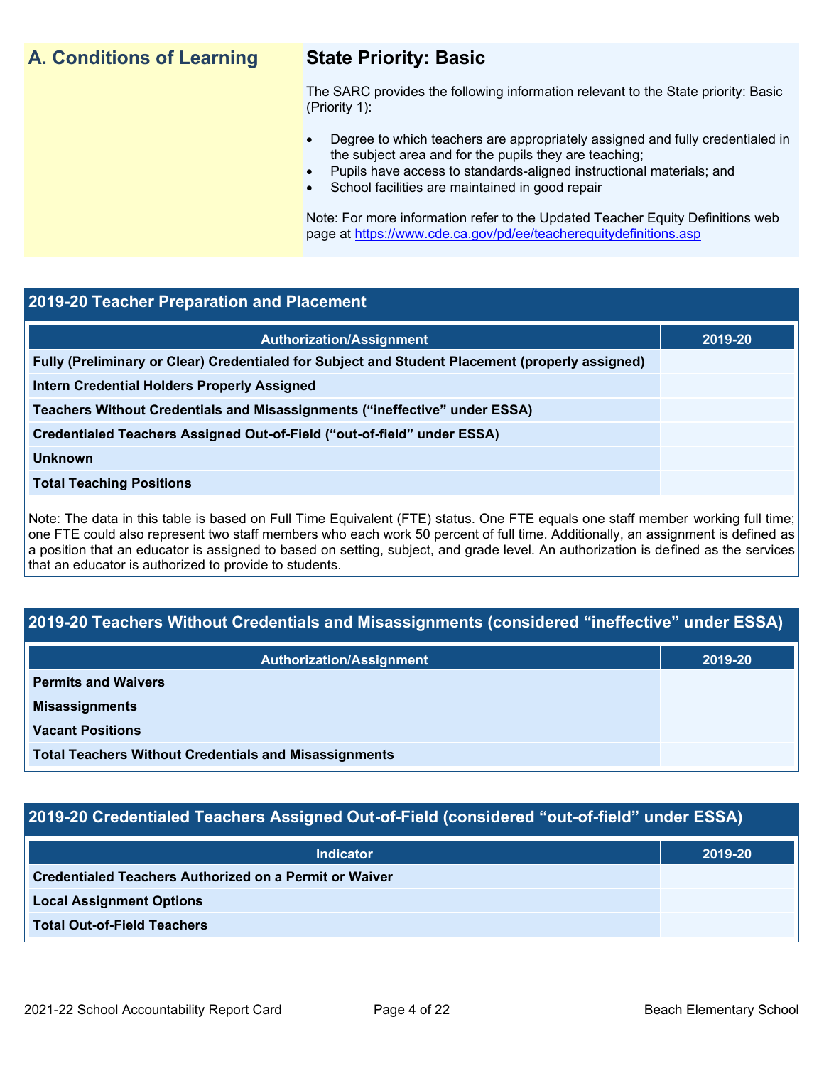## A. Conditions of Learning

### State Priority: Basic

The SARC provides the following information relevant to the State priority: Basic (Priority 1):

- Degree to which teachers are appropriately assigned and fully credentialed in the subject area and for the pupils they are teaching;
- Pupils have access to standards-aligned instructional materials; and
- School facilities are maintained in good repair

Note: For more information refer to the Updated Teacher Equity Definitions web page at https://www.cde.ca.gov/pd/ee/teacherequitydefinitions.asp

### 2019-20 Teacher Preparation and Placement

| Authorization/Assignment | 2019-20 |
|---|---|
| Fully (Preliminary or Clear) Credentialed for Subject and Student Placement (properly assigned) | |
| Intern Credential Holders Properly Assigned | |
| Teachers Without Credentials and Misassignments ("ineffective" under ESSA) | |
| Credentialed Teachers Assigned Out-of-Field ("out-of-field" under ESSA) | |
| Unknown | |
| Total Teaching Positions | |

Note: The data in this table is based on Full Time Equivalent (FTE) status. One FTE equals one staff member working full time; one FTE could also represent two staff members who each work 50 percent of full time. Additionally, an assignment is defined as a position that an educator is assigned to based on setting, subject, and grade level. An authorization is defined as the services that an educator is authorized to provide to students.

### 2019-20 Teachers Without Credentials and Misassignments (considered "ineffective" under ESSA)

| Authorization/Assignment | 2019-20 |
|---|---|
| Permits and Waivers | |
| Misassignments | |
| Vacant Positions | |
| Total Teachers Without Credentials and Misassignments | |

### 2019-20 Credentialed Teachers Assigned Out-of-Field (considered "out-of-field" under ESSA)

| Indicator | 2019-20 |
|---|---|
| Credentialed Teachers Authorized on a Permit or Waiver | |
| Local Assignment Options | |
| Total Out-of-Field Teachers | |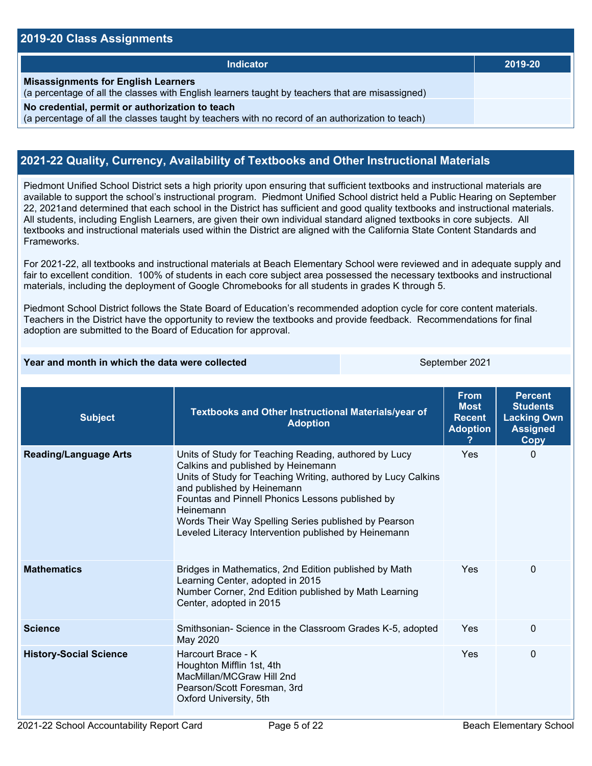## 2019-20 Class Assignments

| Indicator | 2019-20 |
|---|---|
| **Misassignments for English Learners** (a percentage of all the classes with English learners taught by teachers that are misassigned) | |
| **No credential, permit or authorization to teach** (a percentage of all the classes taught by teachers with no record of an authorization to teach) | |

## 2021-22 Quality, Currency, Availability of Textbooks and Other Instructional Materials

Piedmont Unified School District sets a high priority upon ensuring that sufficient textbooks and instructional materials are available to support the school's instructional program. Piedmont Unified School district held a Public Hearing on September 22, 2021and determined that each school in the District has sufficient and good quality textbooks and instructional materials. All students, including English Learners, are given their own individual standard aligned textbooks in core subjects. All textbooks and instructional materials used within the District are aligned with the California State Content Standards and Frameworks.

For 2021-22, all textbooks and instructional materials at Beach Elementary School were reviewed and in adequate supply and fair to excellent condition. 100% of students in each core subject area possessed the necessary textbooks and instructional materials, including the deployment of Google Chromebooks for all students in grades K through 5.

Piedmont School District follows the State Board of Education's recommended adoption cycle for core content materials. Teachers in the District have the opportunity to review the textbooks and provide feedback. Recommendations for final adoption are submitted to the Board of Education for approval.

| **Year and month in which the data were collected** | September 2021 |
|---|---|

| Subject | Textbooks and Other Instructional Materials/year of Adoption | From Most Recent Adoption ? | Percent Students Lacking Own Assigned Copy |
|---|---|---|---|
| **Reading/Language Arts** | Units of Study for Teaching Reading, authored by Lucy Calkins and published by Heinemann<br>Units of Study for Teaching Writing, authored by Lucy Calkins and published by Heinemann<br>Fountas and Pinnell Phonics Lessons published by Heinemann<br>Words Their Way Spelling Series published by Pearson<br>Leveled Literacy Intervention published by Heinemann | Yes | 0 |
| **Mathematics** | Bridges in Mathematics, 2nd Edition published by Math Learning Center, adopted in 2015<br>Number Corner, 2nd Edition published by Math Learning Center, adopted in 2015 | Yes | 0 |
| **Science** | Smithsonian- Science in the Classroom Grades K-5, adopted May 2020 | Yes | 0 |
| **History-Social Science** | Harcourt Brace - K<br>Houghton Mifflin 1st, 4th<br>MacMillan/MCGraw Hill 2nd<br>Pearson/Scott Foresman, 3rd<br>Oxford University, 5th | Yes | 0 |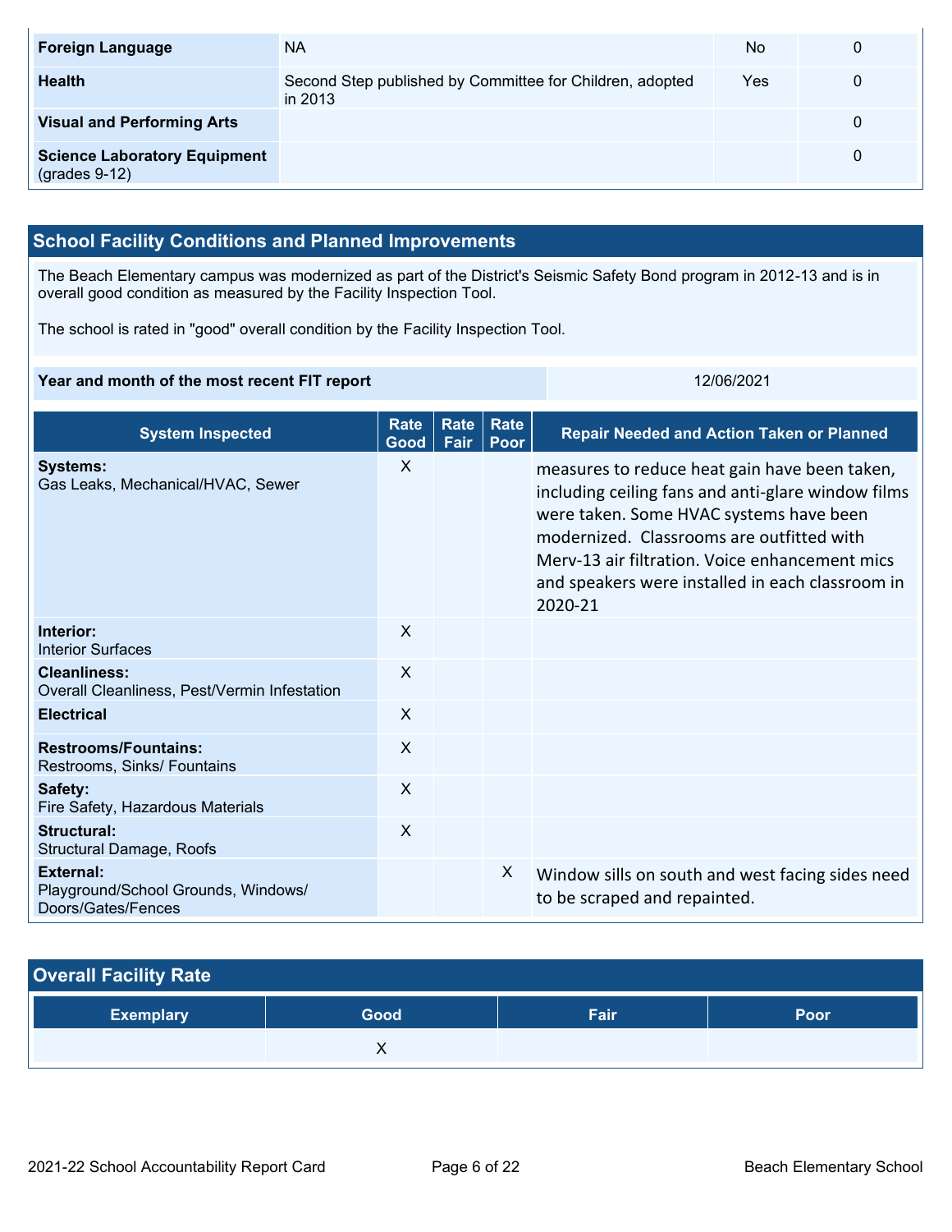| | | | |
|---|---|---|---|
| **Foreign Language** | NA | No | 0 |
| **Health** | Second Step published by Committee for Children, adopted in 2013 | Yes | 0 |
| **Visual and Performing Arts** | | | 0 |
| **Science Laboratory Equipment** (grades 9-12) | | | 0 |

## School Facility Conditions and Planned Improvements

The Beach Elementary campus was modernized as part of the District's Seismic Safety Bond program in 2012-13 and is in overall good condition as measured by the Facility Inspection Tool.

The school is rated in "good" overall condition by the Facility Inspection Tool.

| Year and month of the most recent FIT report | 12/06/2021 |
|---|---|

| System Inspected | Rate Good | Rate Fair | Rate Poor | Repair Needed and Action Taken or Planned |
|---|---|---|---|---|
| **Systems:** Gas Leaks, Mechanical/HVAC, Sewer | X | | | measures to reduce heat gain have been taken, including ceiling fans and anti-glare window films were taken. Some HVAC systems have been modernized. Classrooms are outfitted with Merv-13 air filtration. Voice enhancement mics and speakers were installed in each classroom in 2020-21 |
| **Interior:** Interior Surfaces | X | | | |
| **Cleanliness:** Overall Cleanliness, Pest/Vermin Infestation | X | | | |
| **Electrical** | X | | | |
| **Restrooms/Fountains:** Restrooms, Sinks/ Fountains | X | | | |
| **Safety:** Fire Safety, Hazardous Materials | X | | | |
| **Structural:** Structural Damage, Roofs | X | | | |
| **External:** Playground/School Grounds, Windows/ Doors/Gates/Fences | | | X | Window sills on south and west facing sides need to be scraped and repainted. |

## Overall Facility Rate

| Exemplary | Good | Fair | Poor |
|---|---|---|---|
| | X | | |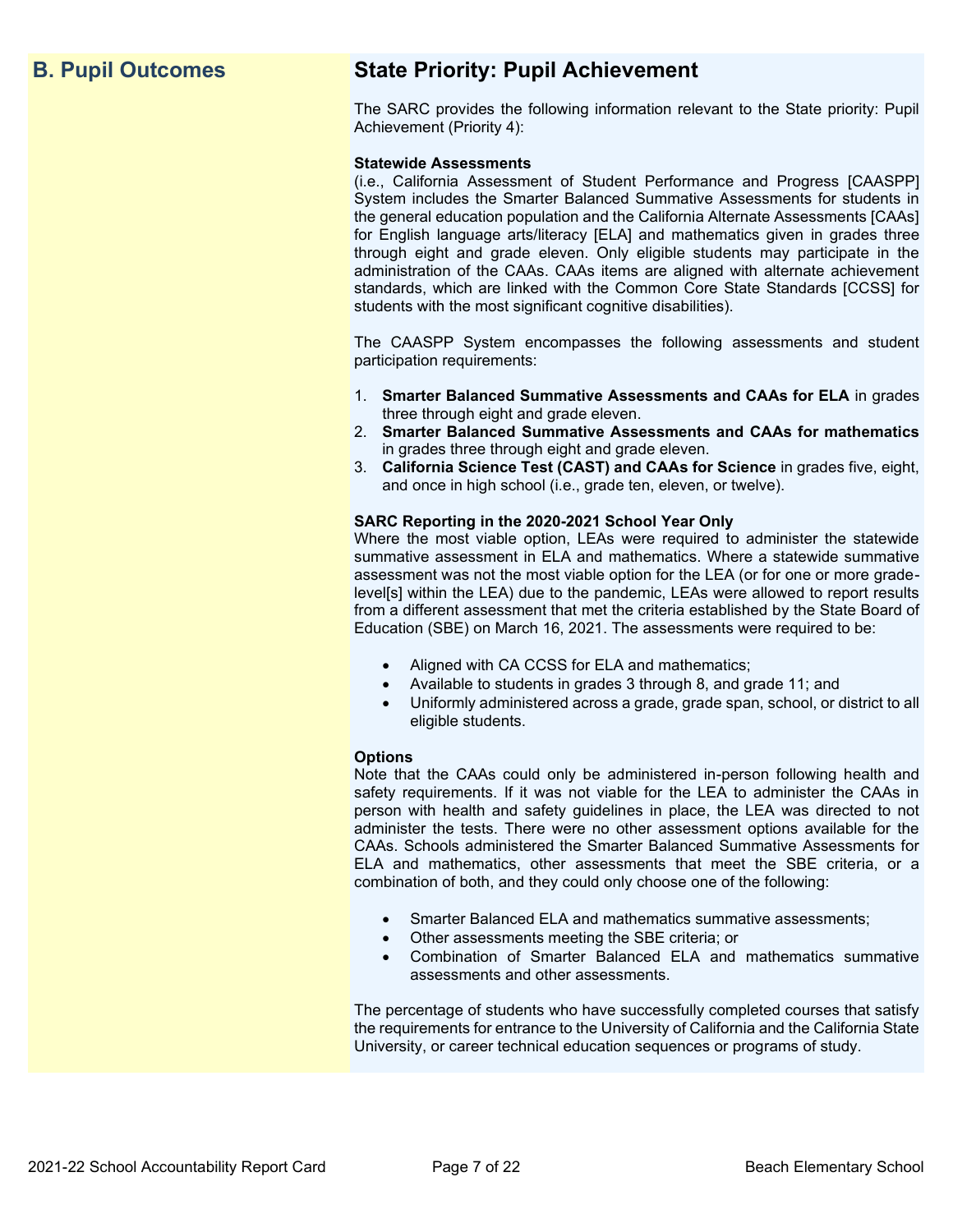## B. Pupil Outcomes

## State Priority: Pupil Achievement

The SARC provides the following information relevant to the State priority: Pupil Achievement (Priority 4):

**Statewide Assessments**
(i.e., California Assessment of Student Performance and Progress [CAASPP] System includes the Smarter Balanced Summative Assessments for students in the general education population and the California Alternate Assessments [CAAs] for English language arts/literacy [ELA] and mathematics given in grades three through eight and grade eleven. Only eligible students may participate in the administration of the CAAs. CAAs items are aligned with alternate achievement standards, which are linked with the Common Core State Standards [CCSS] for students with the most significant cognitive disabilities).

The CAASPP System encompasses the following assessments and student participation requirements:

1. **Smarter Balanced Summative Assessments and CAAs for ELA** in grades three through eight and grade eleven.
2. **Smarter Balanced Summative Assessments and CAAs for mathematics** in grades three through eight and grade eleven.
3. **California Science Test (CAST) and CAAs for Science** in grades five, eight, and once in high school (i.e., grade ten, eleven, or twelve).

**SARC Reporting in the 2020-2021 School Year Only**
Where the most viable option, LEAs were required to administer the statewide summative assessment in ELA and mathematics. Where a statewide summative assessment was not the most viable option for the LEA (or for one or more grade-level[s] within the LEA) due to the pandemic, LEAs were allowed to report results from a different assessment that met the criteria established by the State Board of Education (SBE) on March 16, 2021. The assessments were required to be:

- Aligned with CA CCSS for ELA and mathematics;
- Available to students in grades 3 through 8, and grade 11; and
- Uniformly administered across a grade, grade span, school, or district to all eligible students.

**Options**
Note that the CAAs could only be administered in-person following health and safety requirements. If it was not viable for the LEA to administer the CAAs in person with health and safety guidelines in place, the LEA was directed to not administer the tests. There were no other assessment options available for the CAAs. Schools administered the Smarter Balanced Summative Assessments for ELA and mathematics, other assessments that meet the SBE criteria, or a combination of both, and they could only choose one of the following:

- Smarter Balanced ELA and mathematics summative assessments;
- Other assessments meeting the SBE criteria; or
- Combination of Smarter Balanced ELA and mathematics summative assessments and other assessments.

The percentage of students who have successfully completed courses that satisfy the requirements for entrance to the University of California and the California State University, or career technical education sequences or programs of study.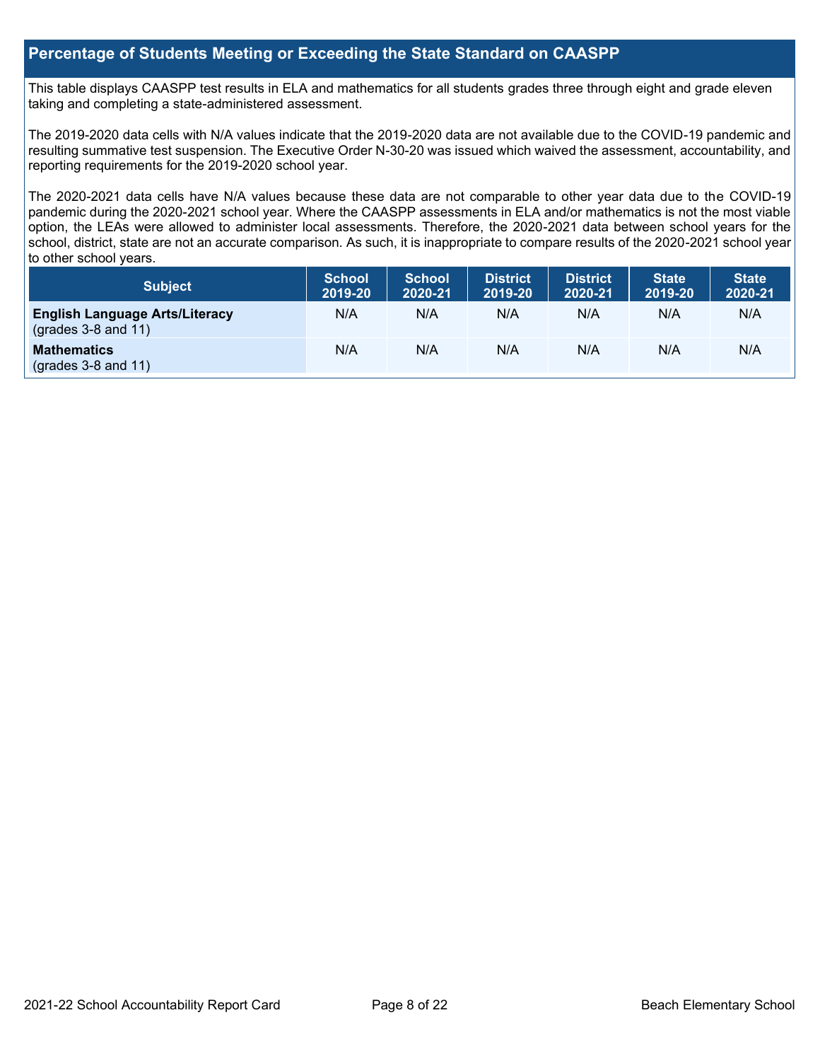## Percentage of Students Meeting or Exceeding the State Standard on CAASPP

This table displays CAASPP test results in ELA and mathematics for all students grades three through eight and grade eleven taking and completing a state-administered assessment.

The 2019-2020 data cells with N/A values indicate that the 2019-2020 data are not available due to the COVID-19 pandemic and resulting summative test suspension. The Executive Order N-30-20 was issued which waived the assessment, accountability, and reporting requirements for the 2019-2020 school year.

The 2020-2021 data cells have N/A values because these data are not comparable to other year data due to the COVID-19 pandemic during the 2020-2021 school year. Where the CAASPP assessments in ELA and/or mathematics is not the most viable option, the LEAs were allowed to administer local assessments. Therefore, the 2020-2021 data between school years for the school, district, state are not an accurate comparison. As such, it is inappropriate to compare results of the 2020-2021 school year to other school years.

| Subject | School 2019-20 | School 2020-21 | District 2019-20 | District 2020-21 | State 2019-20 | State 2020-21 |
|---|---|---|---|---|---|---|
| **English Language Arts/Literacy** (grades 3-8 and 11) | N/A | N/A | N/A | N/A | N/A | N/A |
| **Mathematics** (grades 3-8 and 11) | N/A | N/A | N/A | N/A | N/A | N/A |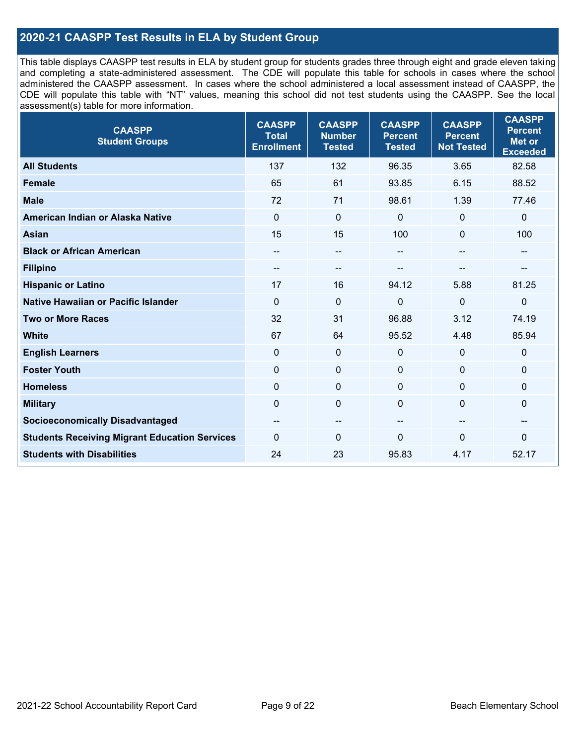## 2020-21 CAASPP Test Results in ELA by Student Group

This table displays CAASPP test results in ELA by student group for students grades three through eight and grade eleven taking and completing a state-administered assessment. The CDE will populate this table for schools in cases where the school administered the CAASPP assessment. In cases where the school administered a local assessment instead of CAASPP, the CDE will populate this table with "NT" values, meaning this school did not test students using the CAASPP. See the local assessment(s) table for more information.

| CAASPP Student Groups | CAASPP Total Enrollment | CAASPP Number Tested | CAASPP Percent Tested | CAASPP Percent Not Tested | CAASPP Percent Met or Exceeded |
|---|---|---|---|---|---|
| **All Students** | 137 | 132 | 96.35 | 3.65 | 82.58 |
| **Female** | 65 | 61 | 93.85 | 6.15 | 88.52 |
| **Male** | 72 | 71 | 98.61 | 1.39 | 77.46 |
| **American Indian or Alaska Native** | 0 | 0 | 0 | 0 | 0 |
| **Asian** | 15 | 15 | 100 | 0 | 100 |
| **Black or African American** | -- | -- | -- | -- | -- |
| **Filipino** | -- | -- | -- | -- | -- |
| **Hispanic or Latino** | 17 | 16 | 94.12 | 5.88 | 81.25 |
| **Native Hawaiian or Pacific Islander** | 0 | 0 | 0 | 0 | 0 |
| **Two or More Races** | 32 | 31 | 96.88 | 3.12 | 74.19 |
| **White** | 67 | 64 | 95.52 | 4.48 | 85.94 |
| **English Learners** | 0 | 0 | 0 | 0 | 0 |
| **Foster Youth** | 0 | 0 | 0 | 0 | 0 |
| **Homeless** | 0 | 0 | 0 | 0 | 0 |
| **Military** | 0 | 0 | 0 | 0 | 0 |
| **Socioeconomically Disadvantaged** | -- | -- | -- | -- | -- |
| **Students Receiving Migrant Education Services** | 0 | 0 | 0 | 0 | 0 |
| **Students with Disabilities** | 24 | 23 | 95.83 | 4.17 | 52.17 |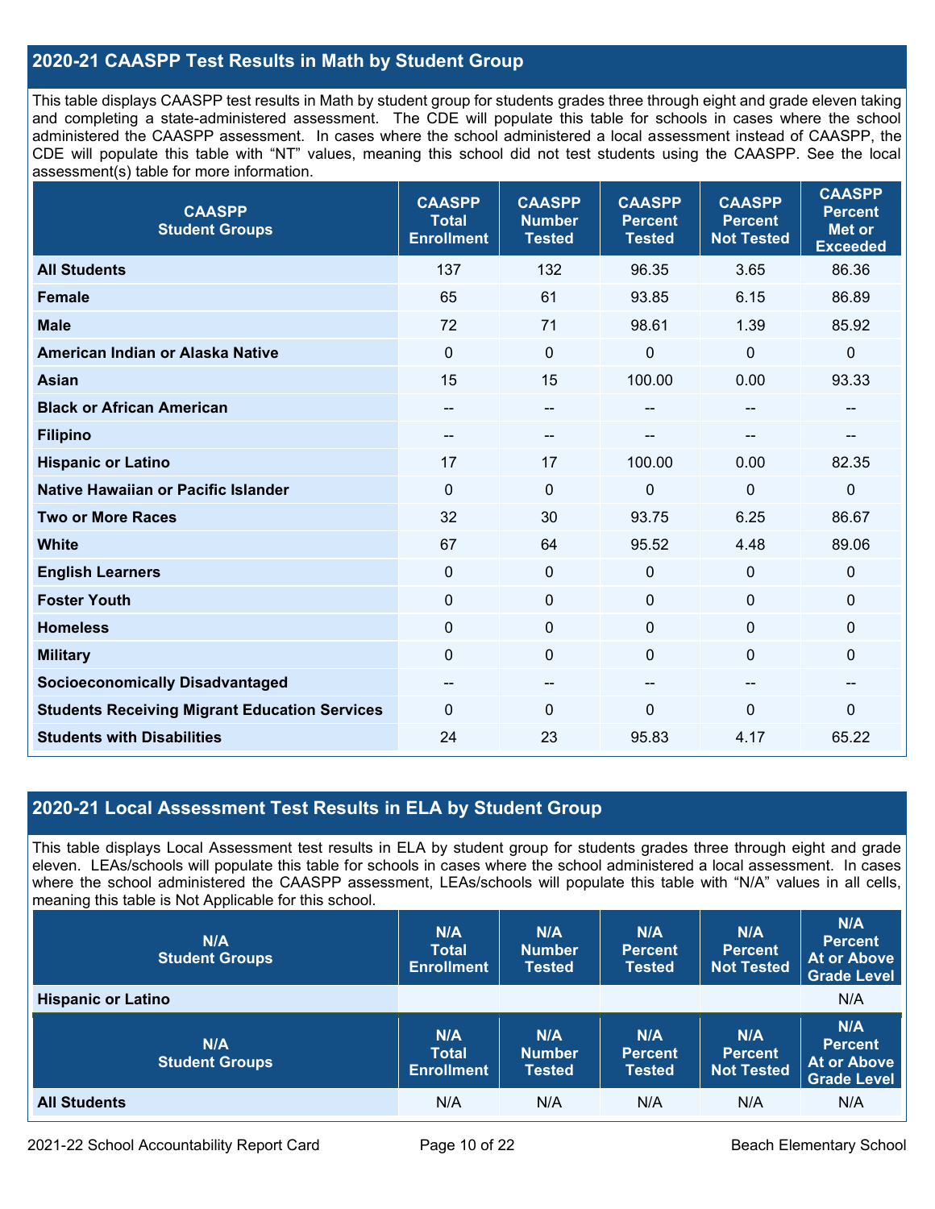## 2020-21 CAASPP Test Results in Math by Student Group

This table displays CAASPP test results in Math by student group for students grades three through eight and grade eleven taking and completing a state-administered assessment. The CDE will populate this table for schools in cases where the school administered the CAASPP assessment. In cases where the school administered a local assessment instead of CAASPP, the CDE will populate this table with "NT" values, meaning this school did not test students using the CAASPP. See the local assessment(s) table for more information.

| CAASPP Student Groups | CAASPP Total Enrollment | CAASPP Number Tested | CAASPP Percent Tested | CAASPP Percent Not Tested | CAASPP Percent Met or Exceeded |
|---|---|---|---|---|---|
| **All Students** | 137 | 132 | 96.35 | 3.65 | 86.36 |
| **Female** | 65 | 61 | 93.85 | 6.15 | 86.89 |
| **Male** | 72 | 71 | 98.61 | 1.39 | 85.92 |
| **American Indian or Alaska Native** | 0 | 0 | 0 | 0 | 0 |
| **Asian** | 15 | 15 | 100.00 | 0.00 | 93.33 |
| **Black or African American** | -- | -- | -- | -- | -- |
| **Filipino** | -- | -- | -- | -- | -- |
| **Hispanic or Latino** | 17 | 17 | 100.00 | 0.00 | 82.35 |
| **Native Hawaiian or Pacific Islander** | 0 | 0 | 0 | 0 | 0 |
| **Two or More Races** | 32 | 30 | 93.75 | 6.25 | 86.67 |
| **White** | 67 | 64 | 95.52 | 4.48 | 89.06 |
| **English Learners** | 0 | 0 | 0 | 0 | 0 |
| **Foster Youth** | 0 | 0 | 0 | 0 | 0 |
| **Homeless** | 0 | 0 | 0 | 0 | 0 |
| **Military** | 0 | 0 | 0 | 0 | 0 |
| **Socioeconomically Disadvantaged** | -- | -- | -- | -- | -- |
| **Students Receiving Migrant Education Services** | 0 | 0 | 0 | 0 | 0 |
| **Students with Disabilities** | 24 | 23 | 95.83 | 4.17 | 65.22 |

## 2020-21 Local Assessment Test Results in ELA by Student Group

This table displays Local Assessment test results in ELA by student group for students grades three through eight and grade eleven. LEAs/schools will populate this table for schools in cases where the school administered a local assessment. In cases where the school administered the CAASPP assessment, LEAs/schools will populate this table with "N/A" values in all cells, meaning this table is Not Applicable for this school.

| N/A Student Groups | N/A Total Enrollment | N/A Number Tested | N/A Percent Tested | N/A Percent Not Tested | N/A Percent At or Above Grade Level |
|---|---|---|---|---|---|
| **Hispanic or Latino** | | | | | N/A |

| N/A Student Groups | N/A Total Enrollment | N/A Number Tested | N/A Percent Tested | N/A Percent Not Tested | N/A Percent At or Above Grade Level |
|---|---|---|---|---|---|
| **All Students** | N/A | N/A | N/A | N/A | N/A |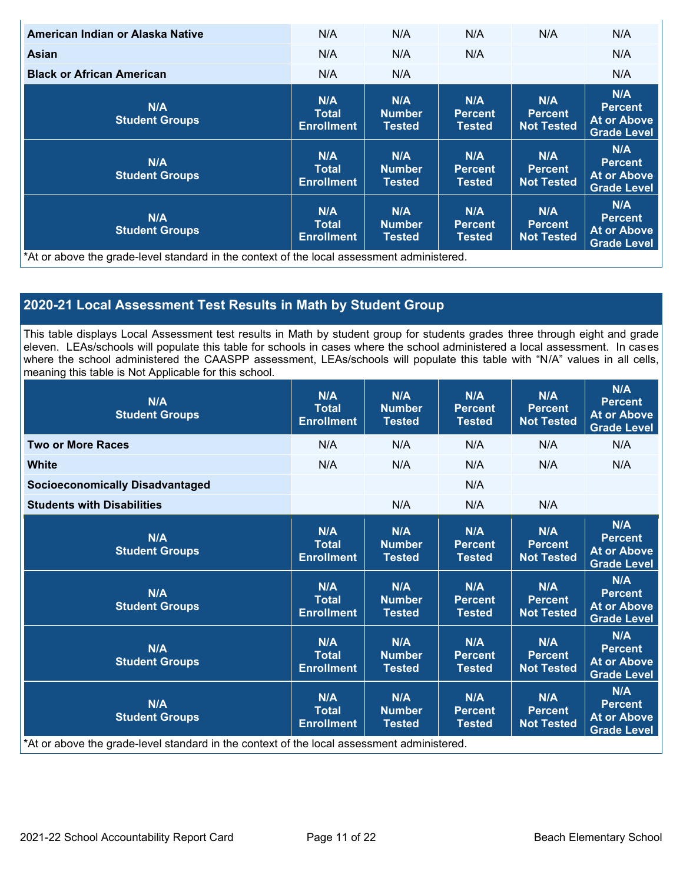| American Indian or Alaska Native | N/A | N/A | N/A | N/A | N/A |
|---|---|---|---|---|---|
| Asian | N/A | N/A | N/A | | N/A |
| Black or African American | N/A | N/A | | | N/A |
| N/A Student Groups | N/A Total Enrollment | N/A Number Tested | N/A Percent Tested | N/A Percent Not Tested | N/A Percent At or Above Grade Level |
| N/A Student Groups | N/A Total Enrollment | N/A Number Tested | N/A Percent Tested | N/A Percent Not Tested | N/A Percent At or Above Grade Level |
| N/A Student Groups | N/A Total Enrollment | N/A Number Tested | N/A Percent Tested | N/A Percent Not Tested | N/A Percent At or Above Grade Level |

*At or above the grade-level standard in the context of the local assessment administered.

## 2020-21 Local Assessment Test Results in Math by Student Group

This table displays Local Assessment test results in Math by student group for students grades three through eight and grade eleven. LEAs/schools will populate this table for schools in cases where the school administered a local assessment. In cases where the school administered the CAASPP assessment, LEAs/schools will populate this table with "N/A" values in all cells, meaning this table is Not Applicable for this school.

| N/A Student Groups | N/A Total Enrollment | N/A Number Tested | N/A Percent Tested | N/A Percent Not Tested | N/A Percent At or Above Grade Level |
|---|---|---|---|---|---|
| Two or More Races | N/A | N/A | N/A | N/A | N/A |
| White | N/A | N/A | N/A | N/A | N/A |
| Socioeconomically Disadvantaged | | | N/A | | |
| Students with Disabilities | | N/A | N/A | N/A | |
| N/A Student Groups | N/A Total Enrollment | N/A Number Tested | N/A Percent Tested | N/A Percent Not Tested | N/A Percent At or Above Grade Level |
| N/A Student Groups | N/A Total Enrollment | N/A Number Tested | N/A Percent Tested | N/A Percent Not Tested | N/A Percent At or Above Grade Level |
| N/A Student Groups | N/A Total Enrollment | N/A Number Tested | N/A Percent Tested | N/A Percent Not Tested | N/A Percent At or Above Grade Level |
| N/A Student Groups | N/A Total Enrollment | N/A Number Tested | N/A Percent Tested | N/A Percent Not Tested | N/A Percent At or Above Grade Level |

*At or above the grade-level standard in the context of the local assessment administered.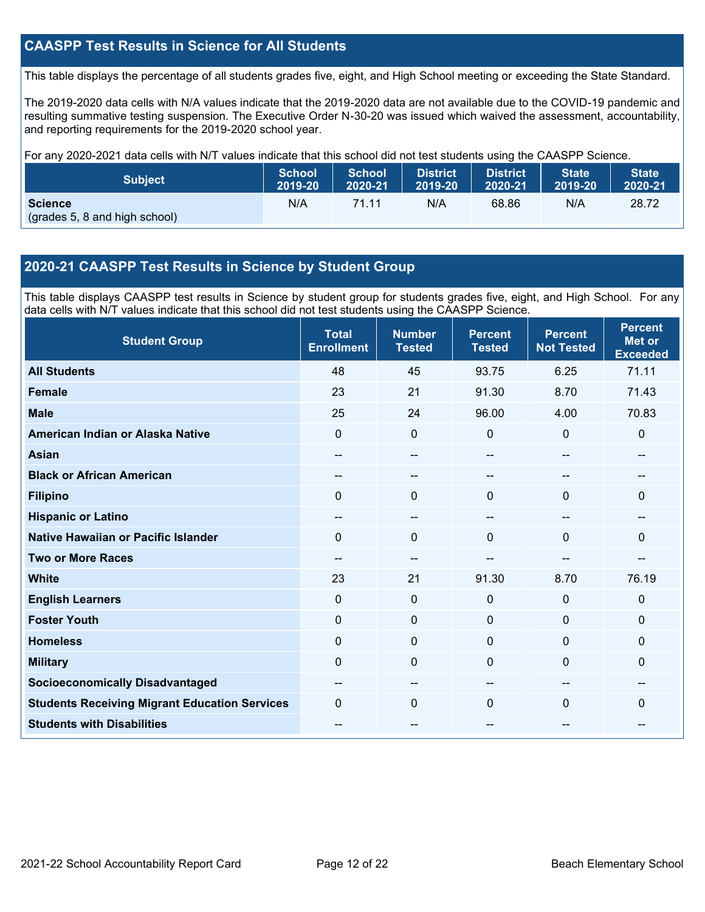## CAASPP Test Results in Science for All Students

This table displays the percentage of all students grades five, eight, and High School meeting or exceeding the State Standard.

The 2019-2020 data cells with N/A values indicate that the 2019-2020 data are not available due to the COVID-19 pandemic and resulting summative testing suspension. The Executive Order N-30-20 was issued which waived the assessment, accountability, and reporting requirements for the 2019-2020 school year.

For any 2020-2021 data cells with N/T values indicate that this school did not test students using the CAASPP Science.

| Subject | School 2019-20 | School 2020-21 | District 2019-20 | District 2020-21 | State 2019-20 | State 2020-21 |
|---|---|---|---|---|---|---|
| **Science** (grades 5, 8 and high school) | N/A | 71.11 | N/A | 68.86 | N/A | 28.72 |

## 2020-21 CAASPP Test Results in Science by Student Group

This table displays CAASPP test results in Science by student group for students grades five, eight, and High School. For any data cells with N/T values indicate that this school did not test students using the CAASPP Science.

| Student Group | Total Enrollment | Number Tested | Percent Tested | Percent Not Tested | Percent Met or Exceeded |
|---|---|---|---|---|---|
| **All Students** | 48 | 45 | 93.75 | 6.25 | 71.11 |
| **Female** | 23 | 21 | 91.30 | 8.70 | 71.43 |
| **Male** | 25 | 24 | 96.00 | 4.00 | 70.83 |
| **American Indian or Alaska Native** | 0 | 0 | 0 | 0 | 0 |
| **Asian** | -- | -- | -- | -- | -- |
| **Black or African American** | -- | -- | -- | -- | -- |
| **Filipino** | 0 | 0 | 0 | 0 | 0 |
| **Hispanic or Latino** | -- | -- | -- | -- | -- |
| **Native Hawaiian or Pacific Islander** | 0 | 0 | 0 | 0 | 0 |
| **Two or More Races** | -- | -- | -- | -- | -- |
| **White** | 23 | 21 | 91.30 | 8.70 | 76.19 |
| **English Learners** | 0 | 0 | 0 | 0 | 0 |
| **Foster Youth** | 0 | 0 | 0 | 0 | 0 |
| **Homeless** | 0 | 0 | 0 | 0 | 0 |
| **Military** | 0 | 0 | 0 | 0 | 0 |
| **Socioeconomically Disadvantaged** | -- | -- | -- | -- | -- |
| **Students Receiving Migrant Education Services** | 0 | 0 | 0 | 0 | 0 |
| **Students with Disabilities** | -- | -- | -- | -- | -- |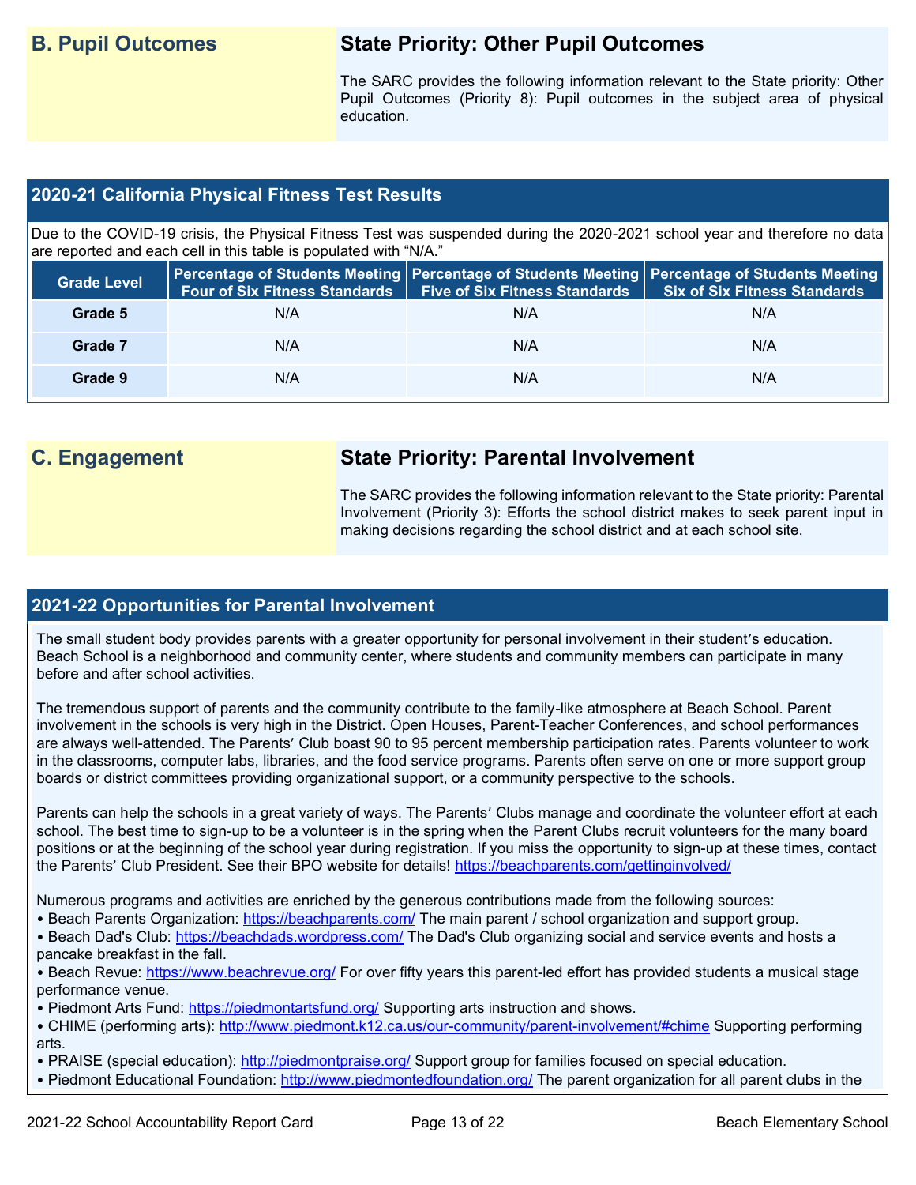## B. Pupil Outcomes

### State Priority: Other Pupil Outcomes

The SARC provides the following information relevant to the State priority: Other Pupil Outcomes (Priority 8): Pupil outcomes in the subject area of physical education.

### 2020-21 California Physical Fitness Test Results

Due to the COVID-19 crisis, the Physical Fitness Test was suspended during the 2020-2021 school year and therefore no data are reported and each cell in this table is populated with "N/A."

| Grade Level | Percentage of Students Meeting Four of Six Fitness Standards | Percentage of Students Meeting Five of Six Fitness Standards | Percentage of Students Meeting Six of Six Fitness Standards |
|---|---|---|---|
| Grade 5 | N/A | N/A | N/A |
| Grade 7 | N/A | N/A | N/A |
| Grade 9 | N/A | N/A | N/A |

## C. Engagement

### State Priority: Parental Involvement

The SARC provides the following information relevant to the State priority: Parental Involvement (Priority 3): Efforts the school district makes to seek parent input in making decisions regarding the school district and at each school site.

### 2021-22 Opportunities for Parental Involvement

The small student body provides parents with a greater opportunity for personal involvement in their student's education. Beach School is a neighborhood and community center, where students and community members can participate in many before and after school activities.

The tremendous support of parents and the community contribute to the family-like atmosphere at Beach School. Parent involvement in the schools is very high in the District. Open Houses, Parent-Teacher Conferences, and school performances are always well-attended. The Parents' Club boast 90 to 95 percent membership participation rates. Parents volunteer to work in the classrooms, computer labs, libraries, and the food service programs. Parents often serve on one or more support group boards or district committees providing organizational support, or a community perspective to the schools.

Parents can help the schools in a great variety of ways. The Parents' Clubs manage and coordinate the volunteer effort at each school. The best time to sign-up to be a volunteer is in the spring when the Parent Clubs recruit volunteers for the many board positions or at the beginning of the school year during registration. If you miss the opportunity to sign-up at these times, contact the Parents' Club President. See their BPO website for details! https://beachparents.com/gettinginvolved/

Numerous programs and activities are enriched by the generous contributions made from the following sources:

- Beach Parents Organization: https://beachparents.com/ The main parent / school organization and support group.
- Beach Dad's Club: https://beachdads.wordpress.com/ The Dad's Club organizing social and service events and hosts a pancake breakfast in the fall.
- Beach Revue: https://www.beachrevue.org/ For over fifty years this parent-led effort has provided students a musical stage performance venue.
- Piedmont Arts Fund: https://piedmontartsfund.org/ Supporting arts instruction and shows.
- CHIME (performing arts): http://www.piedmont.k12.ca.us/our-community/parent-involvement/#chime Supporting performing arts.
- PRAISE (special education): http://piedmontpraise.org/ Support group for families focused on special education.
- Piedmont Educational Foundation: http://www.piedmontedfoundation.org/ The parent organization for all parent clubs in the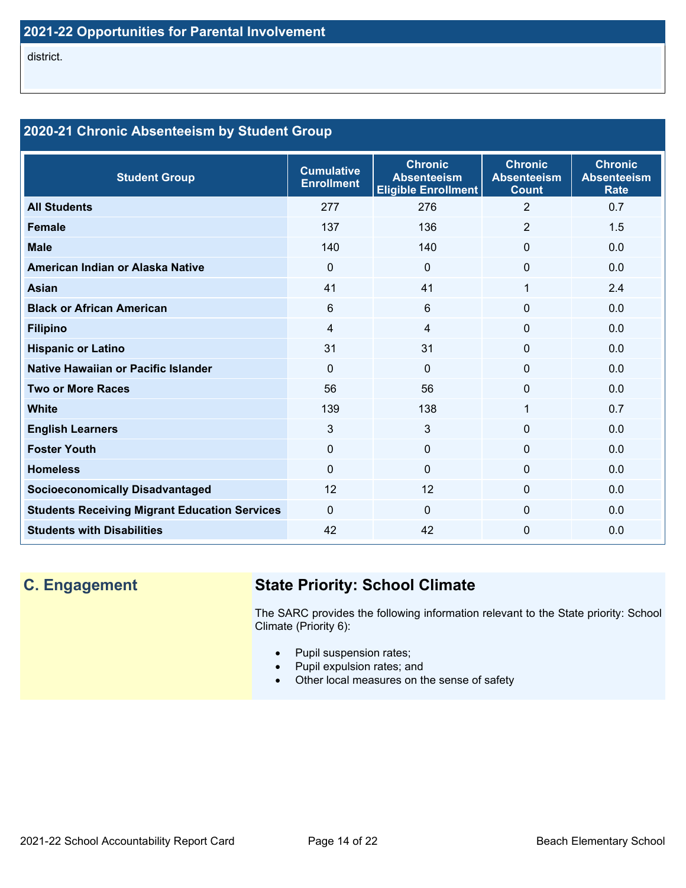## 2021-22 Opportunities for Parental Involvement

district.

## 2020-21 Chronic Absenteeism by Student Group

| Student Group | Cumulative Enrollment | Chronic Absenteeism Eligible Enrollment | Chronic Absenteeism Count | Chronic Absenteeism Rate |
| --- | --- | --- | --- | --- |
| **All Students** | 277 | 276 | 2 | 0.7 |
| **Female** | 137 | 136 | 2 | 1.5 |
| **Male** | 140 | 140 | 0 | 0.0 |
| **American Indian or Alaska Native** | 0 | 0 | 0 | 0.0 |
| **Asian** | 41 | 41 | 1 | 2.4 |
| **Black or African American** | 6 | 6 | 0 | 0.0 |
| **Filipino** | 4 | 4 | 0 | 0.0 |
| **Hispanic or Latino** | 31 | 31 | 0 | 0.0 |
| **Native Hawaiian or Pacific Islander** | 0 | 0 | 0 | 0.0 |
| **Two or More Races** | 56 | 56 | 0 | 0.0 |
| **White** | 139 | 138 | 1 | 0.7 |
| **English Learners** | 3 | 3 | 0 | 0.0 |
| **Foster Youth** | 0 | 0 | 0 | 0.0 |
| **Homeless** | 0 | 0 | 0 | 0.0 |
| **Socioeconomically Disadvantaged** | 12 | 12 | 0 | 0.0 |
| **Students Receiving Migrant Education Services** | 0 | 0 | 0 | 0.0 |
| **Students with Disabilities** | 42 | 42 | 0 | 0.0 |

## C. Engagement

### State Priority: School Climate

The SARC provides the following information relevant to the State priority: School Climate (Priority 6):

- Pupil suspension rates;
- Pupil expulsion rates; and
- Other local measures on the sense of safety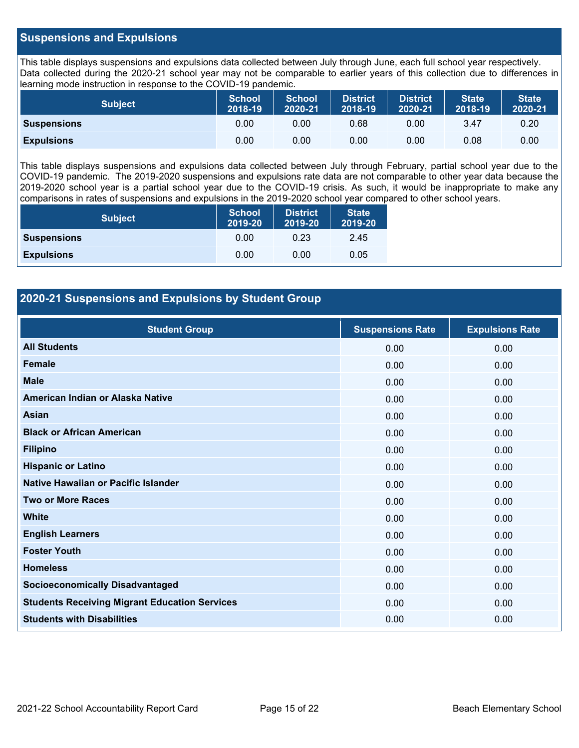## Suspensions and Expulsions

This table displays suspensions and expulsions data collected between July through June, each full school year respectively. Data collected during the 2020-21 school year may not be comparable to earlier years of this collection due to differences in learning mode instruction in response to the COVID-19 pandemic.

| Subject | School 2018-19 | School 2020-21 | District 2018-19 | District 2020-21 | State 2018-19 | State 2020-21 |
|---|---|---|---|---|---|---|
| **Suspensions** | 0.00 | 0.00 | 0.68 | 0.00 | 3.47 | 0.20 |
| **Expulsions** | 0.00 | 0.00 | 0.00 | 0.00 | 0.08 | 0.00 |

This table displays suspensions and expulsions data collected between July through February, partial school year due to the COVID-19 pandemic. The 2019-2020 suspensions and expulsions rate data are not comparable to other year data because the 2019-2020 school year is a partial school year due to the COVID-19 crisis. As such, it would be inappropriate to make any comparisons in rates of suspensions and expulsions in the 2019-2020 school year compared to other school years.

| Subject | School 2019-20 | District 2019-20 | State 2019-20 |
|---|---|---|---|
| **Suspensions** | 0.00 | 0.23 | 2.45 |
| **Expulsions** | 0.00 | 0.00 | 0.05 |

## 2020-21 Suspensions and Expulsions by Student Group

| Student Group | Suspensions Rate | Expulsions Rate |
|---|---|---|
| **All Students** | 0.00 | 0.00 |
| **Female** | 0.00 | 0.00 |
| **Male** | 0.00 | 0.00 |
| **American Indian or Alaska Native** | 0.00 | 0.00 |
| **Asian** | 0.00 | 0.00 |
| **Black or African American** | 0.00 | 0.00 |
| **Filipino** | 0.00 | 0.00 |
| **Hispanic or Latino** | 0.00 | 0.00 |
| **Native Hawaiian or Pacific Islander** | 0.00 | 0.00 |
| **Two or More Races** | 0.00 | 0.00 |
| **White** | 0.00 | 0.00 |
| **English Learners** | 0.00 | 0.00 |
| **Foster Youth** | 0.00 | 0.00 |
| **Homeless** | 0.00 | 0.00 |
| **Socioeconomically Disadvantaged** | 0.00 | 0.00 |
| **Students Receiving Migrant Education Services** | 0.00 | 0.00 |
| **Students with Disabilities** | 0.00 | 0.00 |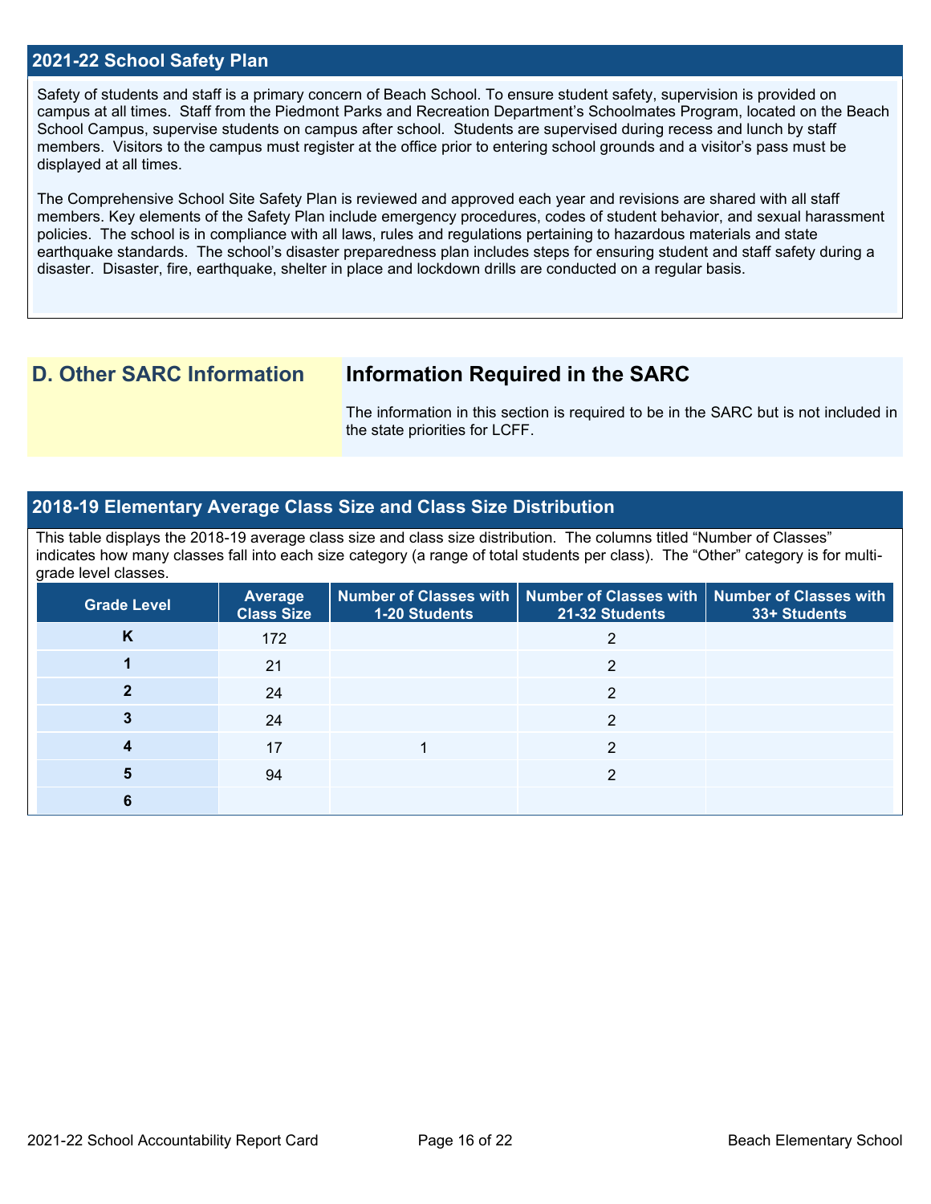## 2021-22 School Safety Plan

Safety of students and staff is a primary concern of Beach School. To ensure student safety, supervision is provided on campus at all times. Staff from the Piedmont Parks and Recreation Department's Schoolmates Program, located on the Beach School Campus, supervise students on campus after school. Students are supervised during recess and lunch by staff members. Visitors to the campus must register at the office prior to entering school grounds and a visitor's pass must be displayed at all times.

The Comprehensive School Site Safety Plan is reviewed and approved each year and revisions are shared with all staff members. Key elements of the Safety Plan include emergency procedures, codes of student behavior, and sexual harassment policies. The school is in compliance with all laws, rules and regulations pertaining to hazardous materials and state earthquake standards. The school's disaster preparedness plan includes steps for ensuring student and staff safety during a disaster. Disaster, fire, earthquake, shelter in place and lockdown drills are conducted on a regular basis.

# D. Other SARC Information

## Information Required in the SARC

The information in this section is required to be in the SARC but is not included in the state priorities for LCFF.

## 2018-19 Elementary Average Class Size and Class Size Distribution

This table displays the 2018-19 average class size and class size distribution. The columns titled "Number of Classes" indicates how many classes fall into each size category (a range of total students per class). The "Other" category is for multi-grade level classes.

| Grade Level | Average Class Size | Number of Classes with 1-20 Students | Number of Classes with 21-32 Students | Number of Classes with 33+ Students |
|---|---|---|---|---|
| K | 172 | | 2 | |
| 1 | 21 | | 2 | |
| 2 | 24 | | 2 | |
| 3 | 24 | | 2 | |
| 4 | 17 | 1 | 2 | |
| 5 | 94 | | 2 | |
| 6 | | | | |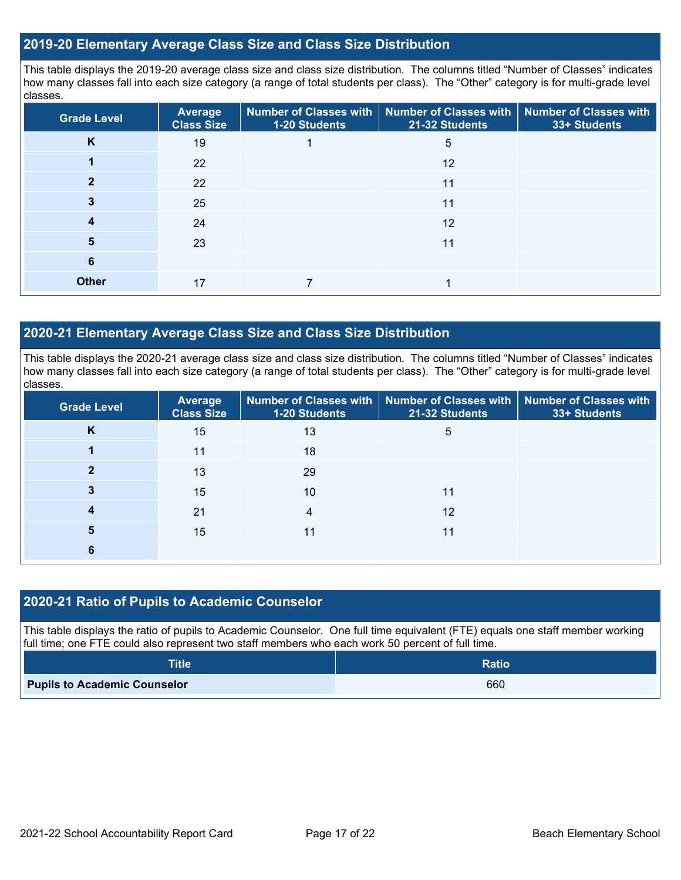## 2019-20 Elementary Average Class Size and Class Size Distribution

This table displays the 2019-20 average class size and class size distribution. The columns titled "Number of Classes" indicates how many classes fall into each size category (a range of total students per class). The "Other" category is for multi-grade level classes.

| Grade Level | Average Class Size | Number of Classes with 1-20 Students | Number of Classes with 21-32 Students | Number of Classes with 33+ Students |
|---|---|---|---|---|
| K | 19 | 1 | 5 | |
| 1 | 22 | | 12 | |
| 2 | 22 | | 11 | |
| 3 | 25 | | 11 | |
| 4 | 24 | | 12 | |
| 5 | 23 | | 11 | |
| 6 | | | | |
| Other | 17 | 7 | 1 | |

## 2020-21 Elementary Average Class Size and Class Size Distribution

This table displays the 2020-21 average class size and class size distribution. The columns titled "Number of Classes" indicates how many classes fall into each size category (a range of total students per class). The "Other" category is for multi-grade level classes.

| Grade Level | Average Class Size | Number of Classes with 1-20 Students | Number of Classes with 21-32 Students | Number of Classes with 33+ Students |
|---|---|---|---|---|
| K | 15 | 13 | 5 | |
| 1 | 11 | 18 | | |
| 2 | 13 | 29 | | |
| 3 | 15 | 10 | 11 | |
| 4 | 21 | 4 | 12 | |
| 5 | 15 | 11 | 11 | |
| 6 | | | | |

## 2020-21 Ratio of Pupils to Academic Counselor

This table displays the ratio of pupils to Academic Counselor. One full time equivalent (FTE) equals one staff member working full time; one FTE could also represent two staff members who each work 50 percent of full time.

| Title | Ratio |
|---|---|
| **Pupils to Academic Counselor** | 660 |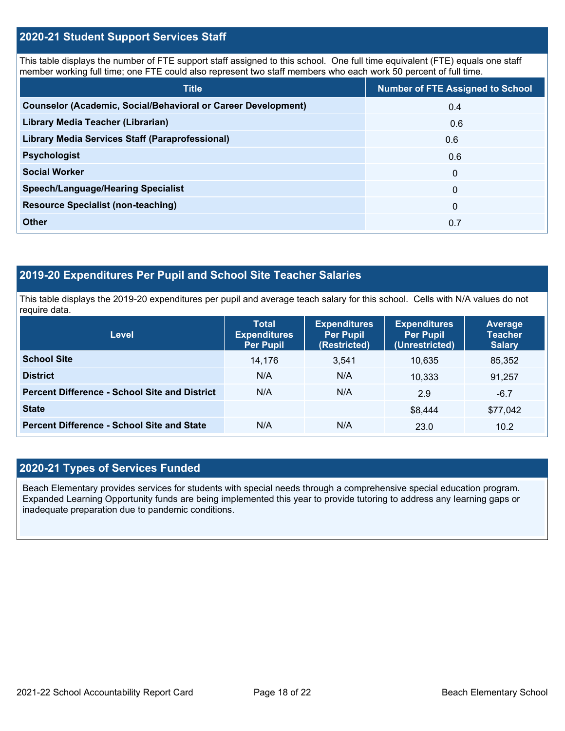## 2020-21 Student Support Services Staff

This table displays the number of FTE support staff assigned to this school. One full time equivalent (FTE) equals one staff member working full time; one FTE could also represent two staff members who each work 50 percent of full time.

| Title | Number of FTE Assigned to School |
|---|---|
| Counselor (Academic, Social/Behavioral or Career Development) | 0.4 |
| Library Media Teacher (Librarian) | 0.6 |
| Library Media Services Staff (Paraprofessional) | 0.6 |
| Psychologist | 0.6 |
| Social Worker | 0 |
| Speech/Language/Hearing Specialist | 0 |
| Resource Specialist (non-teaching) | 0 |
| Other | 0.7 |

## 2019-20 Expenditures Per Pupil and School Site Teacher Salaries

This table displays the 2019-20 expenditures per pupil and average teach salary for this school. Cells with N/A values do not require data.

| Level | Total Expenditures Per Pupil | Expenditures Per Pupil (Restricted) | Expenditures Per Pupil (Unrestricted) | Average Teacher Salary |
|---|---|---|---|---|
| School Site | 14,176 | 3,541 | 10,635 | 85,352 |
| District | N/A | N/A | 10,333 | 91,257 |
| Percent Difference - School Site and District | N/A | N/A | 2.9 | -6.7 |
| State | | | $8,444 | $77,042 |
| Percent Difference - School Site and State | N/A | N/A | 23.0 | 10.2 |

## 2020-21 Types of Services Funded

Beach Elementary provides services for students with special needs through a comprehensive special education program. Expanded Learning Opportunity funds are being implemented this year to provide tutoring to address any learning gaps or inadequate preparation due to pandemic conditions.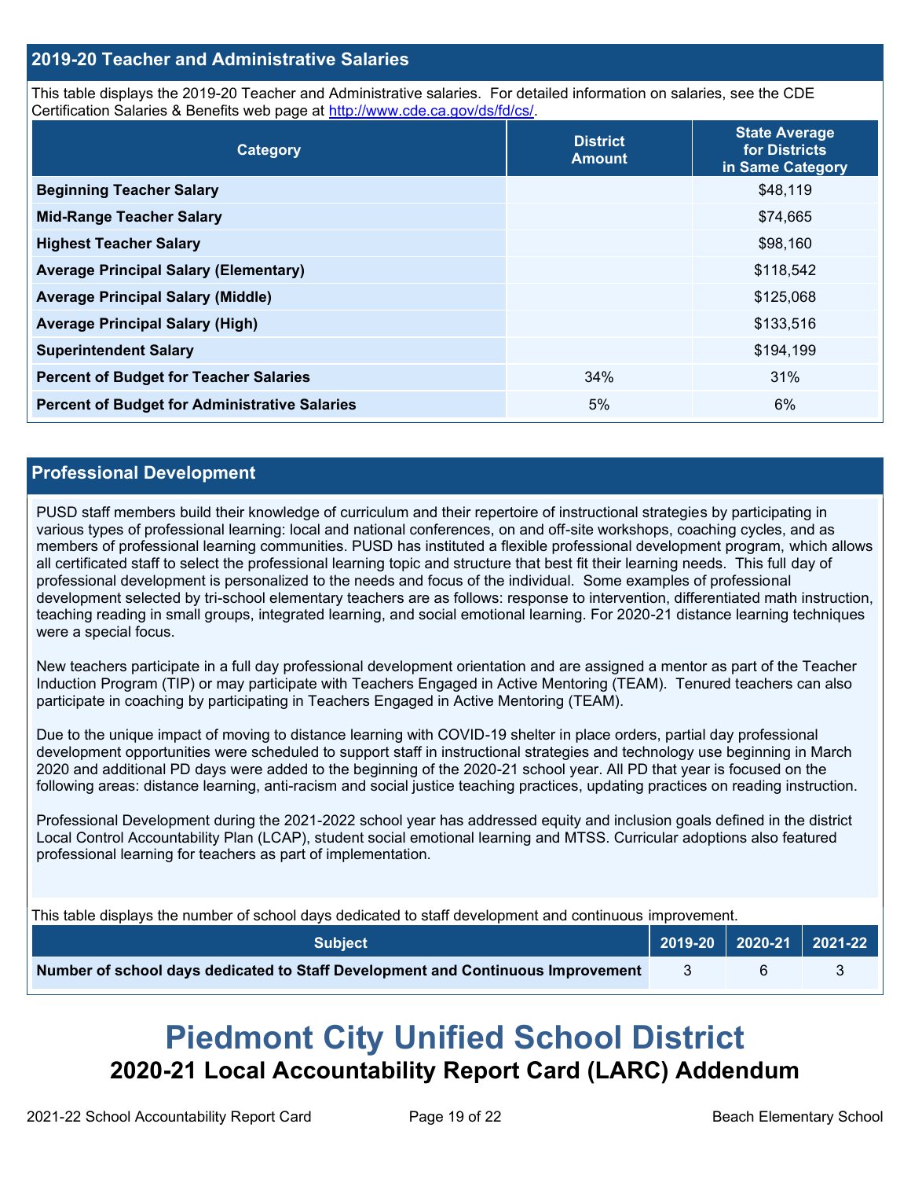## 2019-20 Teacher and Administrative Salaries

This table displays the 2019-20 Teacher and Administrative salaries. For detailed information on salaries, see the CDE Certification Salaries & Benefits web page at http://www.cde.ca.gov/ds/fd/cs/.

| Category | District Amount | State Average for Districts in Same Category |
|---|---|---|
| **Beginning Teacher Salary** | | $48,119 |
| **Mid-Range Teacher Salary** | | $74,665 |
| **Highest Teacher Salary** | | $98,160 |
| **Average Principal Salary (Elementary)** | | $118,542 |
| **Average Principal Salary (Middle)** | | $125,068 |
| **Average Principal Salary (High)** | | $133,516 |
| **Superintendent Salary** | | $194,199 |
| **Percent of Budget for Teacher Salaries** | 34% | 31% |
| **Percent of Budget for Administrative Salaries** | 5% | 6% |

## Professional Development

PUSD staff members build their knowledge of curriculum and their repertoire of instructional strategies by participating in various types of professional learning: local and national conferences, on and off-site workshops, coaching cycles, and as members of professional learning communities. PUSD has instituted a flexible professional development program, which allows all certificated staff to select the professional learning topic and structure that best fit their learning needs. This full day of professional development is personalized to the needs and focus of the individual. Some examples of professional development selected by tri-school elementary teachers are as follows: response to intervention, differentiated math instruction, teaching reading in small groups, integrated learning, and social emotional learning. For 2020-21 distance learning techniques were a special focus.

New teachers participate in a full day professional development orientation and are assigned a mentor as part of the Teacher Induction Program (TIP) or may participate with Teachers Engaged in Active Mentoring (TEAM). Tenured teachers can also participate in coaching by participating in Teachers Engaged in Active Mentoring (TEAM).

Due to the unique impact of moving to distance learning with COVID-19 shelter in place orders, partial day professional development opportunities were scheduled to support staff in instructional strategies and technology use beginning in March 2020 and additional PD days were added to the beginning of the 2020-21 school year. All PD that year is focused on the following areas: distance learning, anti-racism and social justice teaching practices, updating practices on reading instruction.

Professional Development during the 2021-2022 school year has addressed equity and inclusion goals defined in the district Local Control Accountability Plan (LCAP), student social emotional learning and MTSS. Curricular adoptions also featured professional learning for teachers as part of implementation.

This table displays the number of school days dedicated to staff development and continuous improvement.

| Subject | 2019-20 | 2020-21 | 2021-22 |
|---|---|---|---|
| **Number of school days dedicated to Staff Development and Continuous Improvement** | 3 | 6 | 3 |

# Piedmont City Unified School District

## 2020-21 Local Accountability Report Card (LARC) Addendum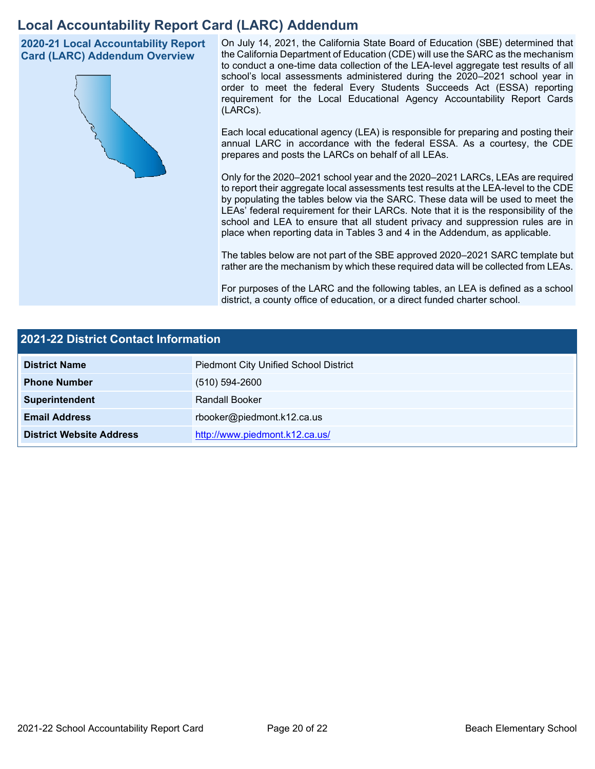# Local Accountability Report Card (LARC) Addendum

**2020-21 Local Accountability Report Card (LARC) Addendum Overview**

On July 14, 2021, the California State Board of Education (SBE) determined that the California Department of Education (CDE) will use the SARC as the mechanism to conduct a one-time data collection of the LEA-level aggregate test results of all school's local assessments administered during the 2020–2021 school year in order to meet the federal Every Students Succeeds Act (ESSA) reporting requirement for the Local Educational Agency Accountability Report Cards (LARCs).

Each local educational agency (LEA) is responsible for preparing and posting their annual LARC in accordance with the federal ESSA. As a courtesy, the CDE prepares and posts the LARCs on behalf of all LEAs.

Only for the 2020–2021 school year and the 2020–2021 LARCs, LEAs are required to report their aggregate local assessments test results at the LEA-level to the CDE by populating the tables below via the SARC. These data will be used to meet the LEAs' federal requirement for their LARCs. Note that it is the responsibility of the school and LEA to ensure that all student privacy and suppression rules are in place when reporting data in Tables 3 and 4 in the Addendum, as applicable.

The tables below are not part of the SBE approved 2020–2021 SARC template but rather are the mechanism by which these required data will be collected from LEAs.

For purposes of the LARC and the following tables, an LEA is defined as a school district, a county office of education, or a direct funded charter school.

## 2021-22 District Contact Information

| 2021-22 District Contact Information | |
|---|---|
| **District Name** | Piedmont City Unified School District |
| **Phone Number** | (510) 594-2600 |
| **Superintendent** | Randall Booker |
| **Email Address** | rbooker@piedmont.k12.ca.us |
| **District Website Address** | http://www.piedmont.k12.ca.us/ |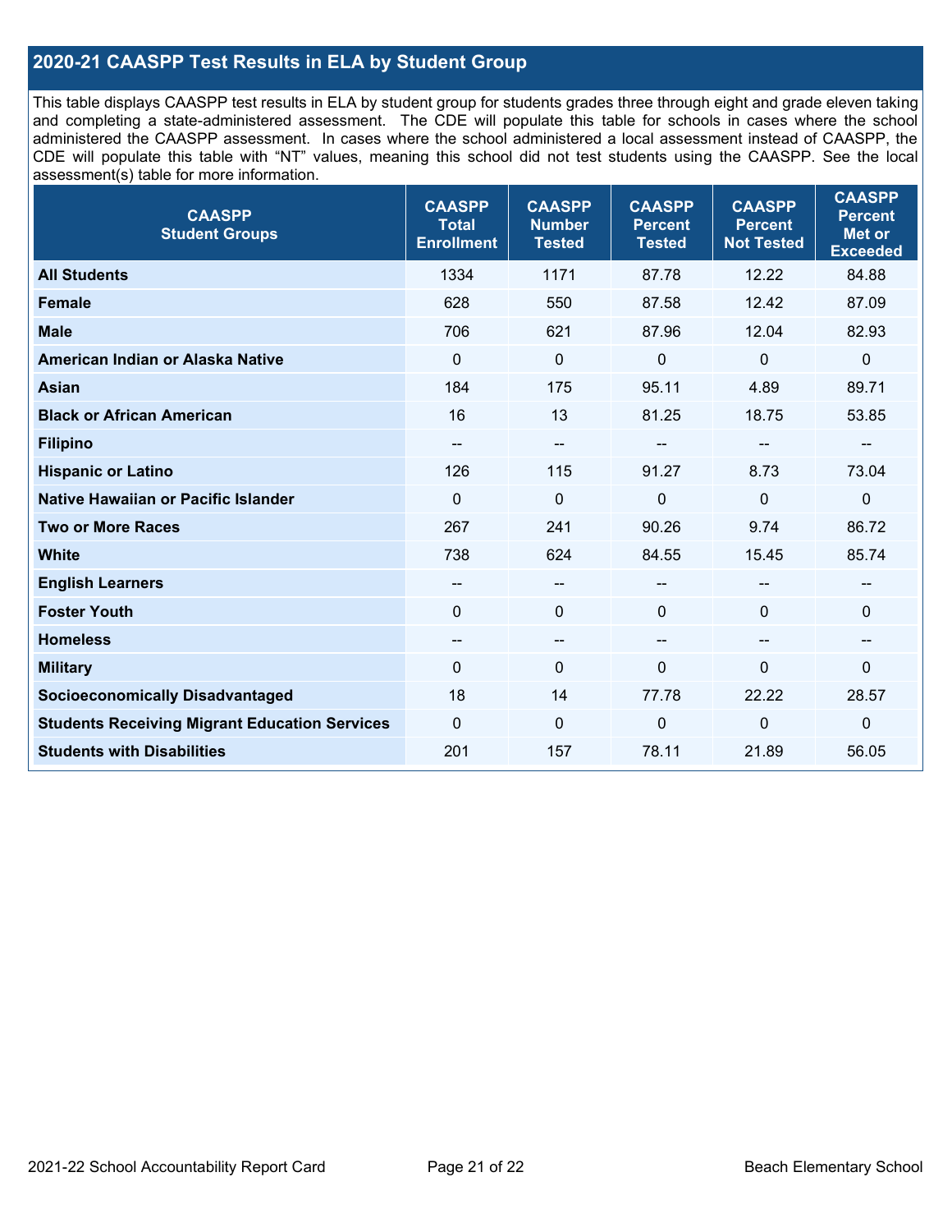## 2020-21 CAASPP Test Results in ELA by Student Group

This table displays CAASPP test results in ELA by student group for students grades three through eight and grade eleven taking and completing a state-administered assessment. The CDE will populate this table for schools in cases where the school administered the CAASPP assessment. In cases where the school administered a local assessment instead of CAASPP, the CDE will populate this table with “NT” values, meaning this school did not test students using the CAASPP. See the local assessment(s) table for more information.

| CAASPP Student Groups | CAASPP Total Enrollment | CAASPP Number Tested | CAASPP Percent Tested | CAASPP Percent Not Tested | CAASPP Percent Met or Exceeded |
|---|---|---|---|---|---|
| **All Students** | 1334 | 1171 | 87.78 | 12.22 | 84.88 |
| **Female** | 628 | 550 | 87.58 | 12.42 | 87.09 |
| **Male** | 706 | 621 | 87.96 | 12.04 | 82.93 |
| **American Indian or Alaska Native** | 0 | 0 | 0 | 0 | 0 |
| **Asian** | 184 | 175 | 95.11 | 4.89 | 89.71 |
| **Black or African American** | 16 | 13 | 81.25 | 18.75 | 53.85 |
| **Filipino** | -- | -- | -- | -- | -- |
| **Hispanic or Latino** | 126 | 115 | 91.27 | 8.73 | 73.04 |
| **Native Hawaiian or Pacific Islander** | 0 | 0 | 0 | 0 | 0 |
| **Two or More Races** | 267 | 241 | 90.26 | 9.74 | 86.72 |
| **White** | 738 | 624 | 84.55 | 15.45 | 85.74 |
| **English Learners** | -- | -- | -- | -- | -- |
| **Foster Youth** | 0 | 0 | 0 | 0 | 0 |
| **Homeless** | -- | -- | -- | -- | -- |
| **Military** | 0 | 0 | 0 | 0 | 0 |
| **Socioeconomically Disadvantaged** | 18 | 14 | 77.78 | 22.22 | 28.57 |
| **Students Receiving Migrant Education Services** | 0 | 0 | 0 | 0 | 0 |
| **Students with Disabilities** | 201 | 157 | 78.11 | 21.89 | 56.05 |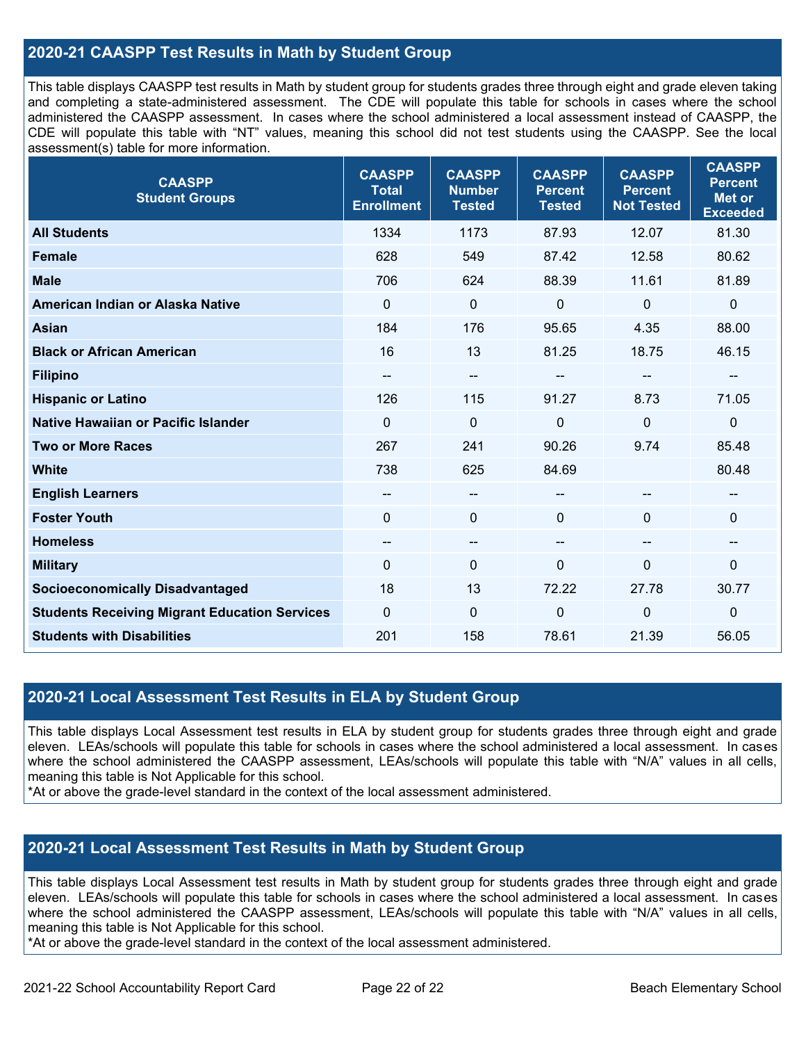## 2020-21 CAASPP Test Results in Math by Student Group

This table displays CAASPP test results in Math by student group for students grades three through eight and grade eleven taking and completing a state-administered assessment. The CDE will populate this table for schools in cases where the school administered the CAASPP assessment. In cases where the school administered a local assessment instead of CAASPP, the CDE will populate this table with "NT" values, meaning this school did not test students using the CAASPP. See the local assessment(s) table for more information.

| CAASPP Student Groups | CAASPP Total Enrollment | CAASPP Number Tested | CAASPP Percent Tested | CAASPP Percent Not Tested | CAASPP Percent Met or Exceeded |
|---|---|---|---|---|---|
| **All Students** | 1334 | 1173 | 87.93 | 12.07 | 81.30 |
| **Female** | 628 | 549 | 87.42 | 12.58 | 80.62 |
| **Male** | 706 | 624 | 88.39 | 11.61 | 81.89 |
| **American Indian or Alaska Native** | 0 | 0 | 0 | 0 | 0 |
| **Asian** | 184 | 176 | 95.65 | 4.35 | 88.00 |
| **Black or African American** | 16 | 13 | 81.25 | 18.75 | 46.15 |
| **Filipino** | -- | -- | -- | -- | -- |
| **Hispanic or Latino** | 126 | 115 | 91.27 | 8.73 | 71.05 |
| **Native Hawaiian or Pacific Islander** | 0 | 0 | 0 | 0 | 0 |
| **Two or More Races** | 267 | 241 | 90.26 | 9.74 | 85.48 |
| **White** | 738 | 625 | 84.69 | | 80.48 |
| **English Learners** | -- | -- | -- | -- | -- |
| **Foster Youth** | 0 | 0 | 0 | 0 | 0 |
| **Homeless** | -- | -- | -- | -- | -- |
| **Military** | 0 | 0 | 0 | 0 | 0 |
| **Socioeconomically Disadvantaged** | 18 | 13 | 72.22 | 27.78 | 30.77 |
| **Students Receiving Migrant Education Services** | 0 | 0 | 0 | 0 | 0 |
| **Students with Disabilities** | 201 | 158 | 78.61 | 21.39 | 56.05 |

## 2020-21 Local Assessment Test Results in ELA by Student Group

This table displays Local Assessment test results in ELA by student group for students grades three through eight and grade eleven. LEAs/schools will populate this table for schools in cases where the school administered a local assessment. In cases where the school administered the CAASPP assessment, LEAs/schools will populate this table with "N/A" values in all cells, meaning this table is Not Applicable for this school.

*At or above the grade-level standard in the context of the local assessment administered.

## 2020-21 Local Assessment Test Results in Math by Student Group

This table displays Local Assessment test results in Math by student group for students grades three through eight and grade eleven. LEAs/schools will populate this table for schools in cases where the school administered a local assessment. In cases where the school administered the CAASPP assessment, LEAs/schools will populate this table with "N/A" values in all cells, meaning this table is Not Applicable for this school.

*At or above the grade-level standard in the context of the local assessment administered.